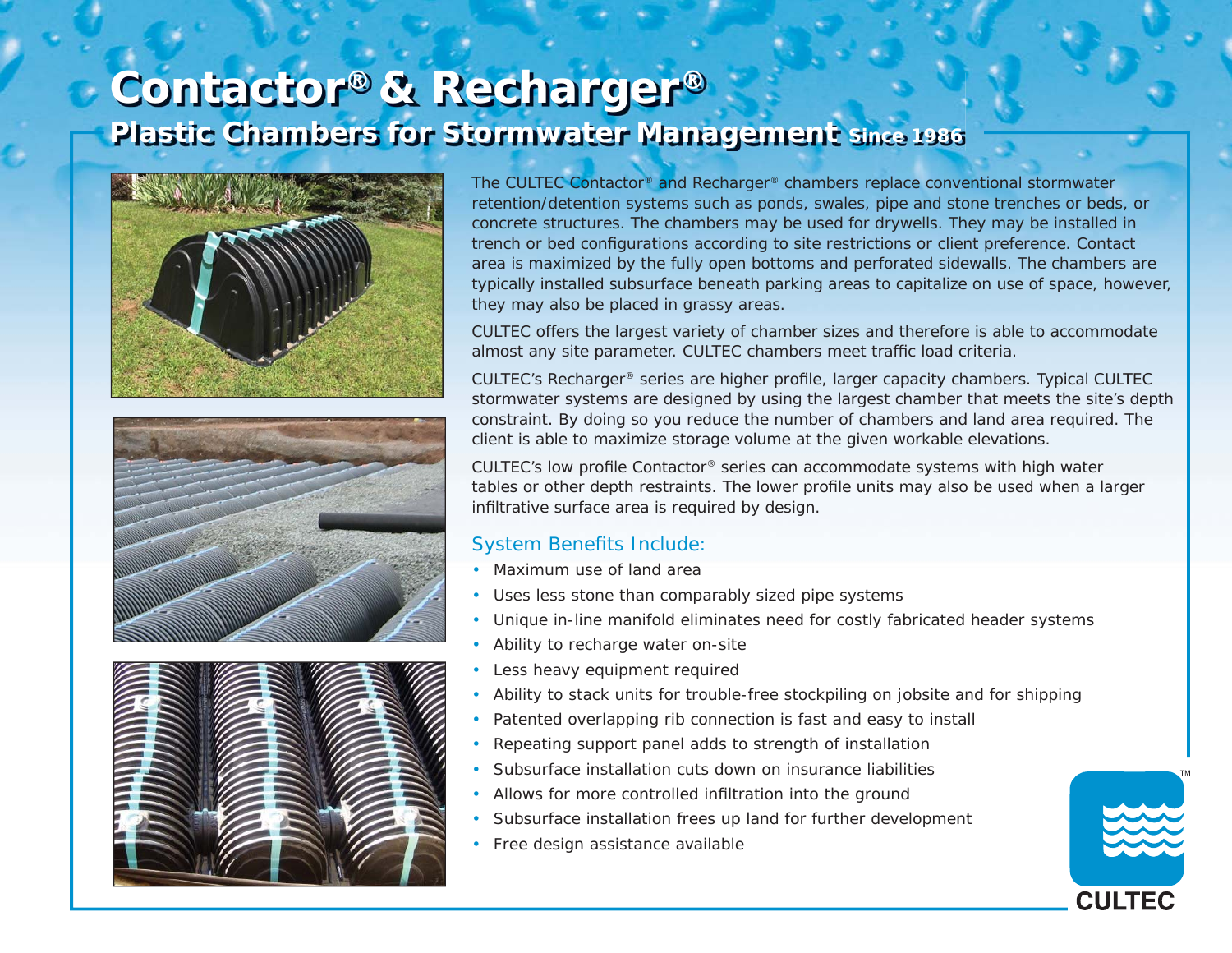# Contactor® & Recharger®

## Plastic Chambers for Stormwater Management Since 1986

The CULTEC Contactor® and Recharger® chambers replace conventional stormwater retention/detention systems such as ponds, swales, pipe and stone trenches or beds, or concrete structures. The chambers may be used for drywells. They may be installed in trench or bed configurations according to site restrictions or client preference. Contact area is maximized by the fully open bottoms and perforated sidewalls. The chambers are typically installed subsurface beneath parking areas to capitalize on use of space, however, they may also be placed in grassy areas.

CULTEC offers the largest variety of chamber sizes and therefore is able to accommodate almost any site parameter. CULTEC chambers meet traffic load criteria.

CULTEC's Recharger® series are higher profile, larger capacity chambers. Typical CULTEC stormwater systems are designed by using the largest chamber that meets the site's depth constraint. By doing so you reduce the number of chambers and land area required. The client is able to maximize storage volume at the given workable elevations.

CULTEC's low profile Contactor® series can accommodate systems with high water tables or other depth restraints. The lower profile units may also be used when a larger infiltrative surface area is required by design.

### System Benefits Include:

- Maximum use of land area
- Uses less stone than comparably sized pipe systems
- Unique in-line manifold eliminates need for costly fabricated header systems
- Ability to recharge water on-site
- Less heavy equipment required
- Ability to stack units for trouble-free stockpiling on jobsite and for shipping
- Patented overlapping rib connection is fast and easy to install
- Repeating support panel adds to strength of installation
- Subsurface installation cuts down on insurance liabilities
- Allows for more controlled infiltration into the ground
- Subsurface installation frees up land for further development
- Free design assistance available

CULTEC™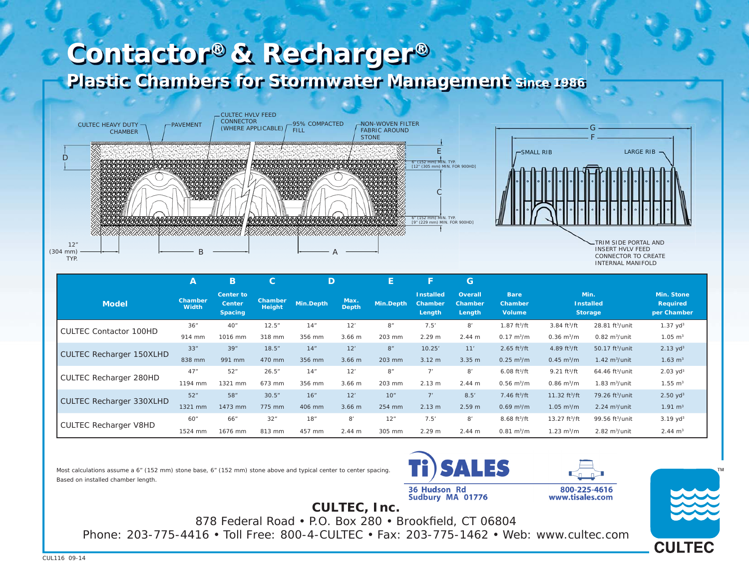# Contactor® & Recharger®

## Plastic Chambers for Stormwater Management Since 1986

CULTEC HEAVY DUTY CHAMBER

PAVEMENT

CULTEC HVLV FEED CONNECTOR (WHERE APPLICABLE)

95% COMPACTED FILL

NON-WOVEN FILTER FABRIC AROUND STONE

D

E

6" (152 mm) MIN. TYP. [12" (305 mm) MIN. FOR 900HD]

C

6" (152 mm) MIN. TYP. [9" (229 mm) MIN. FOR 900HD]

12" (304 mm) TYP.

B

A

G

F

SMALL RIB

LARGE RIB

TRIM SIDE PORTAL AND INSERT HVLV FEED CONNECTOR TO CREATE INTERNAL MANIFOLD

| Model | A | B | C | D | | E | F | G | | | | |
|---|---|---|---|---|---|---|---|---|---|---|---|---|
| | Chamber Width | Center to Center Spacing | Chamber Height | Min.Depth | Max. Depth | Min.Depth | Installed Chamber Length | Overall Chamber Length | Bare Chamber Volume | Min. Installed Storage | | Min. Stone Required per Chamber |
| CULTEC Contactor 100HD | 36" | 40" | 12.5" | 14" | 12' | 8" | 7.5' | 8' | 1.87 ft³/ft | 3.84 ft³/ft | 28.81 ft³/unit | 1.37 yd³ |
| | 914 mm | 1016 mm | 318 mm | 356 mm | 3.66 m | 203 mm | 2.29 m | 2.44 m | 0.17 m³/m | 0.36 m³/m | 0.82 m³/unit | 1.05 m³ |
| CULTEC Recharger 150XLHD | 33" | 39" | 18.5" | 14" | 12' | 8" | 10.25' | 11' | 2.65 ft³/ft | 4.89 ft³/ft | 50.17 ft³/unit | 2.13 yd³ |
| | 838 mm | 991 mm | 470 mm | 356 mm | 3.66 m | 203 mm | 3.12 m | 3.35 m | 0.25 m³/m | 0.45 m³/m | 1.42 m³/unit | 1.63 m³ |
| CULTEC Recharger 280HD | 47" | 52" | 26.5" | 14" | 12' | 8" | 7' | 8' | 6.08 ft³/ft | 9.21 ft³/ft | 64.46 ft³/unit | 2.03 yd³ |
| | 1194 mm | 1321 mm | 673 mm | 356 mm | 3.66 m | 203 mm | 2.13 m | 2.44 m | 0.56 m³/m | 0.86 m³/m | 1.83 m³/unit | 1.55 m³ |
| CULTEC Recharger 330XLHD | 52" | 58" | 30.5" | 16" | 12' | 10" | 7' | 8.5' | 7.46 ft³/ft | 11.32 ft³/ft | 79.26 ft³/unit | 2.50 yd³ |
| | 1321 mm | 1473 mm | 775 mm | 406 mm | 3.66 m | 254 mm | 2.13 m | 2.59 m | 0.69 m³/m | 1.05 m³/m | 2.24 m³/unit | 1.91 m³ |
| CULTEC Recharger V8HD | 60" | 66" | 32" | 18" | 8' | 12" | 7.5' | 8' | 8.68 ft³/ft | 13.27 ft³/ft | 99.56 ft³/unit | 3.19 yd³ |
| | 1524 mm | 1676 mm | 813 mm | 457 mm | 2.44 m | 305 mm | 2.29 m | 2.44 m | 0.81 m³/m | 1.23 m³/m | 2.82 m³/unit | 2.44 m³ |

Most calculations assume a 6" (152 mm) stone base, 6" (152 mm) stone above and typical center to center spacing.
Based on installed chamber length.

**Ti SALES**
36 Hudson Rd
Sudbury MA 01776
800-225-4616
www.tisales.com

**CULTEC, Inc.**
878 Federal Road • P.O. Box 280 • Brookfield, CT 06804
Phone: 203-775-4416 • Toll Free: 800-4-CULTEC • Fax: 203-775-1462 • Web: www.cultec.com

CULTEC™

CUL116 09-14